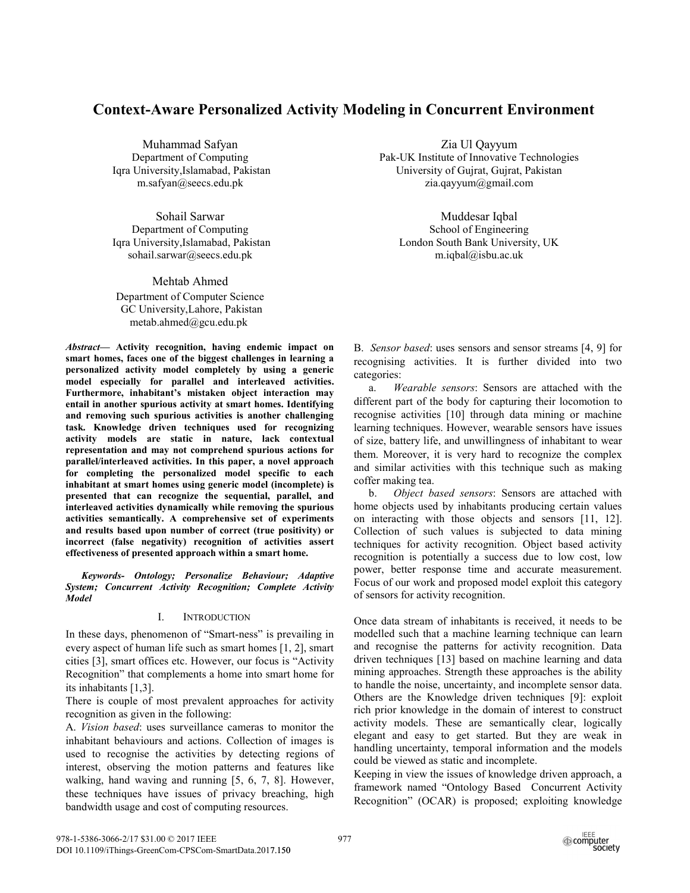# Context-Aware Personalized Activity Modeling in Concurrent Environment

Muhammad Safyan
Department of Computing
Iqra University,Islamabad, Pakistan
m.safyan@seecs.edu.pk

Zia Ul Qayyum
Pak-UK Institute of Innovative Technologies
University of Gujrat, Gujrat, Pakistan
zia.qayyum@gmail.com

Sohail Sarwar
Department of Computing
Iqra University,Islamabad, Pakistan
sohail.sarwar@seecs.edu.pk

Muddesar Iqbal
School of Engineering
London South Bank University, UK
m.iqbal@isbu.ac.uk

Mehtab Ahmed
Department of Computer Science
GC University,Lahore, Pakistan
metab.ahmed@gcu.edu.pk

***Abstract*— Activity recognition, having endemic impact on smart homes, faces one of the biggest challenges in learning a personalized activity model completely by using a generic model especially for parallel and interleaved activities. Furthermore, inhabitant's mistaken object interaction may entail in another spurious activity at smart homes. Identifying and removing such spurious activities is another challenging task. Knowledge driven techniques used for recognizing activity models are static in nature, lack contextual representation and may not comprehend spurious actions for parallel/interleaved activities. In this paper, a novel approach for completing the personalized model specific to each inhabitant at smart homes using generic model (incomplete) is presented that can recognize the sequential, parallel, and interleaved activities dynamically while removing the spurious activities semantically. A comprehensive set of experiments and results based upon number of correct (true positivity) or incorrect (false negativity) recognition of activities assert effectiveness of presented approach within a smart home.**

***Keywords- Ontology; Personalize Behaviour; Adaptive System; Concurrent Activity Recognition; Complete Activity Model***

## I. INTRODUCTION

In these days, phenomenon of "Smart-ness" is prevailing in every aspect of human life such as smart homes [1, 2], smart cities [3], smart offices etc. However, our focus is "Activity Recognition" that complements a home into smart home for its inhabitants [1,3].

There is couple of most prevalent approaches for activity recognition as given in the following:

A. *Vision based*: uses surveillance cameras to monitor the inhabitant behaviours and actions. Collection of images is used to recognise the activities by detecting regions of interest, observing the motion patterns and features like walking, hand waving and running [5, 6, 7, 8]. However, these techniques have issues of privacy breaching, high bandwidth usage and cost of computing resources.

B. *Sensor based*: uses sensors and sensor streams [4, 9] for recognising activities. It is further divided into two categories:

a. *Wearable sensors*: Sensors are attached with the different part of the body for capturing their locomotion to recognise activities [10] through data mining or machine learning techniques. However, wearable sensors have issues of size, battery life, and unwillingness of inhabitant to wear them. Moreover, it is very hard to recognize the complex and similar activities with this technique such as making coffer making tea.

b. *Object based sensors*: Sensors are attached with home objects used by inhabitants producing certain values on interacting with those objects and sensors [11, 12]. Collection of such values is subjected to data mining techniques for activity recognition. Object based activity recognition is potentially a success due to low cost, low power, better response time and accurate measurement. Focus of our work and proposed model exploit this category of sensors for activity recognition.

Once data stream of inhabitants is received, it needs to be modelled such that a machine learning technique can learn and recognise the patterns for activity recognition. Data driven techniques [13] based on machine learning and data mining approaches. Strength these approaches is the ability to handle the noise, uncertainty, and incomplete sensor data. Others are the Knowledge driven techniques [9]: exploit rich prior knowledge in the domain of interest to construct activity models. These are semantically clear, logically elegant and easy to get started. But they are weak in handling uncertainty, temporal information and the models could be viewed as static and incomplete.

Keeping in view the issues of knowledge driven approach, a framework named "Ontology Based Concurrent Activity Recognition" (OCAR) is proposed; exploiting knowledge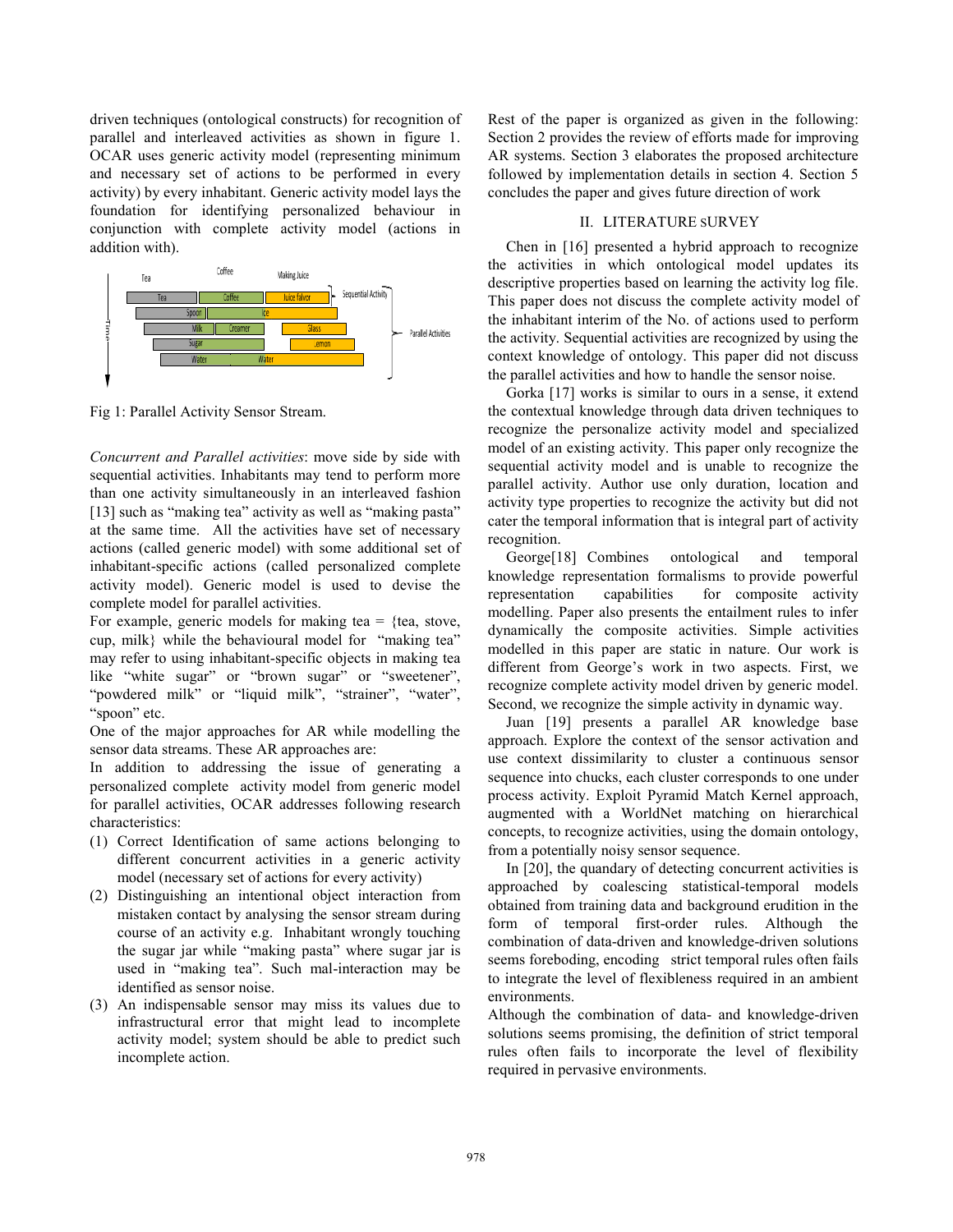driven techniques (ontological constructs) for recognition of parallel and interleaved activities as shown in figure 1. OCAR uses generic activity model (representing minimum and necessary set of actions to be performed in every activity) by every inhabitant. Generic activity model lays the foundation for identifying personalized behaviour in conjunction with complete activity model (actions in addition with).

Fig 1: Parallel Activity Sensor Stream.

*Concurrent and Parallel activities*: move side by side with sequential activities. Inhabitants may tend to perform more than one activity simultaneously in an interleaved fashion [13] such as "making tea" activity as well as "making pasta" at the same time. All the activities have set of necessary actions (called generic model) with some additional set of inhabitant-specific actions (called personalized complete activity model). Generic model is used to devise the complete model for parallel activities.

For example, generic models for making tea = {tea, stove, cup, milk} while the behavioural model for "making tea" may refer to using inhabitant-specific objects in making tea like "white sugar" or "brown sugar" or "sweetener", "powdered milk" or "liquid milk", "strainer", "water", "spoon" etc.

One of the major approaches for AR while modelling the sensor data streams. These AR approaches are:

In addition to addressing the issue of generating a personalized complete activity model from generic model for parallel activities, OCAR addresses following research characteristics:

(1) Correct Identification of same actions belonging to different concurrent activities in a generic activity model (necessary set of actions for every activity)
(2) Distinguishing an intentional object interaction from mistaken contact by analysing the sensor stream during course of an activity e.g. Inhabitant wrongly touching the sugar jar while "making pasta" where sugar jar is used in "making tea". Such mal-interaction may be identified as sensor noise.
(3) An indispensable sensor may miss its values due to infrastructural error that might lead to incomplete activity model; system should be able to predict such incomplete action.

Rest of the paper is organized as given in the following: Section 2 provides the review of efforts made for improving AR systems. Section 3 elaborates the proposed architecture followed by implementation details in section 4. Section 5 concludes the paper and gives future direction of work

## II. LITERATURE SURVEY

Chen in [16] presented a hybrid approach to recognize the activities in which ontological model updates its descriptive properties based on learning the activity log file. This paper does not discuss the complete activity model of the inhabitant interim of the No. of actions used to perform the activity. Sequential activities are recognized by using the context knowledge of ontology. This paper did not discuss the parallel activities and how to handle the sensor noise.

Gorka [17] works is similar to ours in a sense, it extend the contextual knowledge through data driven techniques to recognize the personalize activity model and specialized model of an existing activity. This paper only recognize the sequential activity model and is unable to recognize the parallel activity. Author use only duration, location and activity type properties to recognize the activity but did not cater the temporal information that is integral part of activity recognition.

George[18] Combines ontological and temporal knowledge representation formalisms to provide powerful representation capabilities for composite activity modelling. Paper also presents the entailment rules to infer dynamically the composite activities. Simple activities modelled in this paper are static in nature. Our work is different from George's work in two aspects. First, we recognize complete activity model driven by generic model. Second, we recognize the simple activity in dynamic way.

Juan [19] presents a parallel AR knowledge base approach. Explore the context of the sensor activation and use context dissimilarity to cluster a continuous sensor sequence into chucks, each cluster corresponds to one under process activity. Exploit Pyramid Match Kernel approach, augmented with a WorldNet matching on hierarchical concepts, to recognize activities, using the domain ontology, from a potentially noisy sensor sequence.

In [20], the quandary of detecting concurrent activities is approached by coalescing statistical-temporal models obtained from training data and background erudition in the form of temporal first-order rules. Although the combination of data-driven and knowledge-driven solutions seems foreboding, encoding strict temporal rules often fails to integrate the level of flexibleness required in an ambient environments.

Although the combination of data- and knowledge-driven solutions seems promising, the definition of strict temporal rules often fails to incorporate the level of flexibility required in pervasive environments.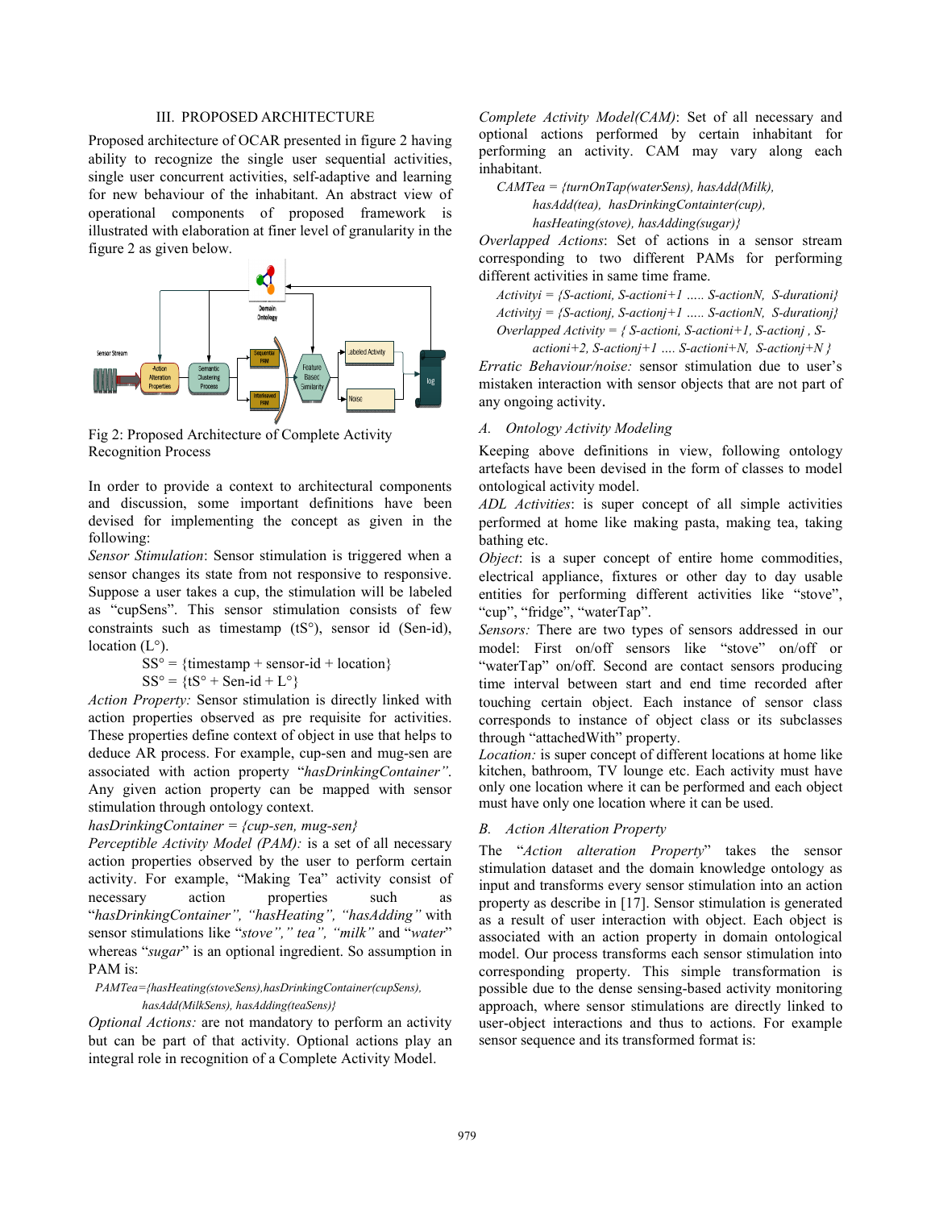## III. PROPOSED ARCHITECTURE

Proposed architecture of OCAR presented in figure 2 having ability to recognize the single user sequential activities, single user concurrent activities, self-adaptive and learning for new behaviour of the inhabitant. An abstract view of operational components of proposed framework is illustrated with elaboration at finer level of granularity in the figure 2 as given below.

Fig 2: Proposed Architecture of Complete Activity Recognition Process

In order to provide a context to architectural components and discussion, some important definitions have been devised for implementing the concept as given in the following:

*Sensor Stimulation*: Sensor stimulation is triggered when a sensor changes its state from not responsive to responsive. Suppose a user takes a cup, the stimulation will be labeled as "cupSens". This sensor stimulation consists of few constraints such as timestamp (tS°), sensor id (Sen-id), location (L°).

SS° = {timestamp + sensor-id + location}

SS° = {tS° + Sen-id + L°}

*Action Property:* Sensor stimulation is directly linked with action properties observed as pre requisite for activities. These properties define context of object in use that helps to deduce AR process. For example, cup-sen and mug-sen are associated with action property "*hasDrinkingContainer"*. Any given action property can be mapped with sensor stimulation through ontology context.

*hasDrinkingContainer = {cup-sen, mug-sen}*

*Perceptible Activity Model (PAM):* is a set of all necessary action properties observed by the user to perform certain activity. For example, "Making Tea" activity consist of necessary action properties such as "*hasDrinkingContainer", "hasHeating", "hasAdding"* with sensor stimulations like "*stove"," tea", "milk"* and "*water*" whereas "*sugar*" is an optional ingredient. So assumption in PAM is:

*PAMTea={hasHeating(stoveSens),hasDrinkingContainer(cupSens), hasAdd(MilkSens), hasAdding(teaSens)}*

*Optional Actions:* are not mandatory to perform an activity but can be part of that activity. Optional actions play an integral role in recognition of a Complete Activity Model.

*Complete Activity Model(CAM)*: Set of all necessary and optional actions performed by certain inhabitant for performing an activity. CAM may vary along each inhabitant.

*CAMTea = {turnOnTap(waterSens), hasAdd(Milk), hasAdd(tea), hasDrinkingContainter(cup), hasHeating(stove), hasAdding(sugar)}*

*Overlapped Actions*: Set of actions in a sensor stream corresponding to two different PAMs for performing different activities in same time frame.

*Activityi = {S-actioni, S-actioni+1 ….. S-actionN, S-durationi}*

*Activityj = {S-actionj, S-actionj+1 ….. S-actionN, S-durationj}*

*Overlapped Activity = { S-actioni, S-actioni+1, S-actionj , S-actioni+2, S-actionj+1 …. S-actioni+N, S-actionj+N }*

*Erratic Behaviour/noise:* sensor stimulation due to user's mistaken interaction with sensor objects that are not part of any ongoing activity.

### A. Ontology Activity Modeling

Keeping above definitions in view, following ontology artefacts have been devised in the form of classes to model ontological activity model.

*ADL Activities*: is super concept of all simple activities performed at home like making pasta, making tea, taking bathing etc.

*Object*: is a super concept of entire home commodities, electrical appliance, fixtures or other day to day usable entities for performing different activities like "stove", "cup", "fridge", "waterTap".

*Sensors:* There are two types of sensors addressed in our model: First on/off sensors like "stove" on/off or "waterTap" on/off. Second are contact sensors producing time interval between start and end time recorded after touching certain object. Each instance of sensor class corresponds to instance of object class or its subclasses through "attachedWith" property.

*Location:* is super concept of different locations at home like kitchen, bathroom, TV lounge etc. Each activity must have only one location where it can be performed and each object must have only one location where it can be used.

### B. Action Alteration Property

The "*Action alteration Property*" takes the sensor stimulation dataset and the domain knowledge ontology as input and transforms every sensor stimulation into an action property as describe in [17]. Sensor stimulation is generated as a result of user interaction with object. Each object is associated with an action property in domain ontological model. Our process transforms each sensor stimulation into corresponding property. This simple transformation is possible due to the dense sensing-based activity monitoring approach, where sensor stimulations are directly linked to user-object interactions and thus to actions. For example sensor sequence and its transformed format is: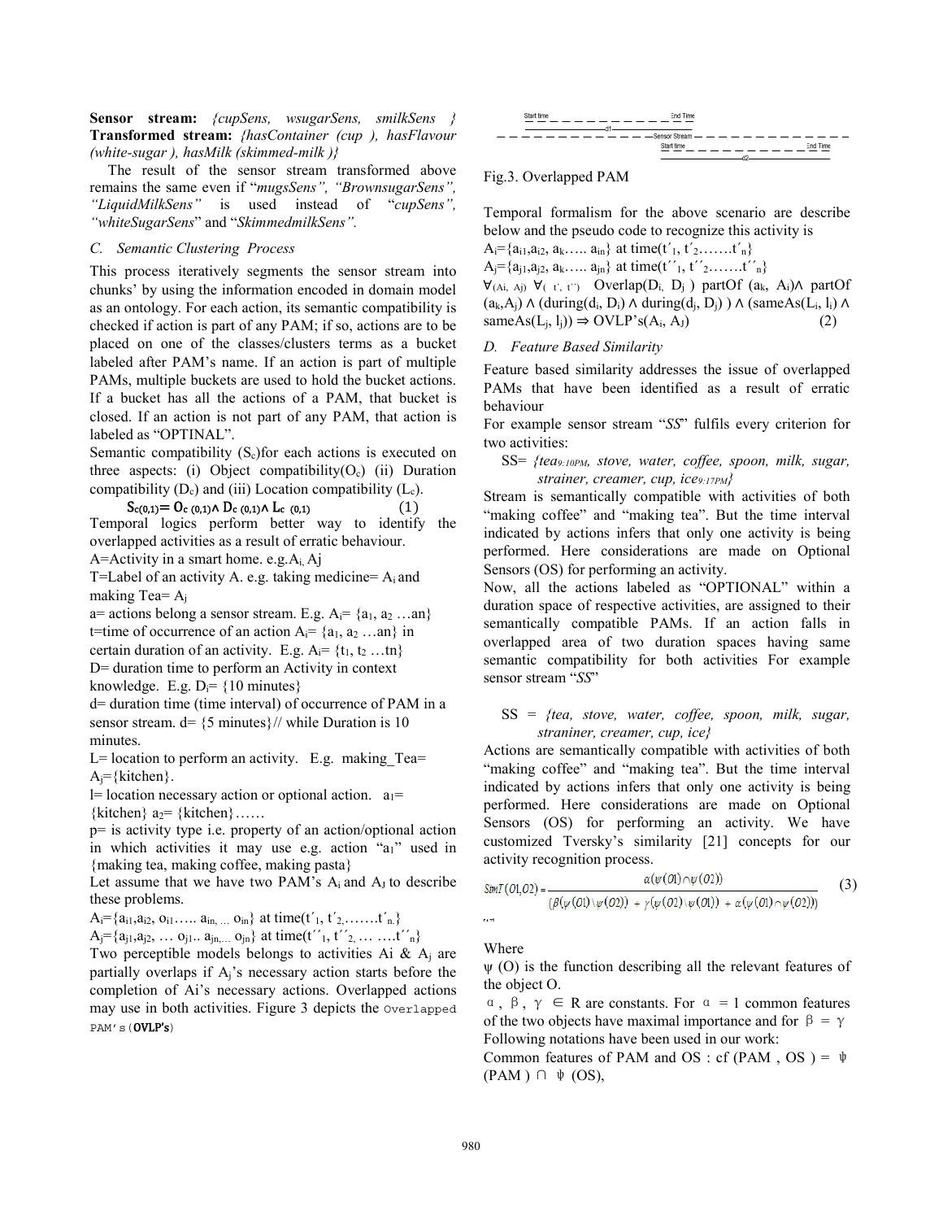**Sensor stream:** *{cupSens, wsugarSens, smilkSens }*
**Transformed stream:** *{hasContainer (cup ), hasFlavour (white-sugar ), hasMilk (skimmed-milk )}*

The result of the sensor stream transformed above remains the same even if "*mugsSens", "BrownsugarSens", "LiquidMilkSens*" is used instead of "*cupSens", "whiteSugarSens*" and "*SkimmedmilkSens".*

### *C. Semantic Clustering Process*

This process iteratively segments the sensor stream into chunks' by using the information encoded in domain model as an ontology. For each action, its semantic compatibility is checked if action is part of any PAM; if so, actions are to be placed on one of the classes/clusters terms as a bucket labeled after PAM's name. If an action is part of multiple PAMs, multiple buckets are used to hold the bucket actions. If a bucket has all the actions of a PAM, that bucket is closed. If an action is not part of any PAM, that action is labeled as "OPTINAL".

Semantic compatibility ($S_c$)for each actions is executed on three aspects: (i) Object compatibility($O_c$) (ii) Duration compatibility ($D_c$) and (iii) Location compatibility ($L_c$).

$$S_{c(0,1)} = O_{c\ (0,1)} \wedge D_{c\ (0,1)} \wedge L_{c\ (0,1)} \qquad (1)$$

Temporal logics perform better way to identify the overlapped activities as a result of erratic behaviour.

A=Activity in a smart home. e.g.$A_i$, $A_j$

T=Label of an activity A. e.g. taking medicine= $A_i$ and making Tea= $A_j$

a= actions belong a sensor stream. E.g. $A_i= \{a_1, a_2 \ldots an\}$

t=time of occurrence of an action $A_i= \{a_1, a_2 \ldots an\}$ in certain duration of an activity. E.g. $A_i= \{t_1, t_2 \ldots tn\}$

D= duration time to perform an Activity in context knowledge. E.g. $D_i$= {10 minutes}

d= duration time (time interval) of occurrence of PAM in a sensor stream. d= {5 minutes}// while Duration is 10 minutes.

L= location to perform an activity. E.g. making_Tea= $A_j$={kitchen}.

l= location necessary action or optional action. $a_1$= {kitchen} $a_2$= {kitchen}……

p= is activity type i.e. property of an action/optional action in which activities it may use e.g. action "$a_1$" used in {making tea, making coffee, making pasta}

Let assume that we have two PAM's $A_i$ and $A_J$ to describe these problems.

$A_i=\{a_{i1},a_{i2}, o_{i1}\ldots.. a_{in,\ldots} o_{in}\}$ at time($t'_1, t'_2,\ldots\ldots.t'_n$.}

$A_j=\{a_{j1},a_{j2}, \ldots o_{j1}.. a_{jn,\ldots} o_{jn}\}$ at time($t''_1, t''_2, \ldots \ldots.t''_n$}

Two perceptible models belongs to activities Ai & $A_j$ are partially overlaps if $A_j$'s necessary action starts before the completion of Ai's necessary actions. Overlapped actions may use in both activities. Figure 3 depicts the Overlapped PAM's(**OVLP's**)

Fig.3. Overlapped PAM

Temporal formalism for the above scenario are describe below and the pseudo code to recognize this activity is

$A_i=\{a_{i1},a_{i2}, a_k\ldots.. a_{in}\}$ at time($t'_1, t'_2\ldots\ldots.t'_n$}

$A_j=\{a_{j1},a_{j2}, a_k\ldots.. a_{jn}\}$ at time($t''_1, t''_2\ldots\ldots.t''_n$}

$\forall_{(A_i,\ A_j)}\ \forall_{(\ t',\ t'')}$ Overlap($D_i$, $D_j$ ) partOf ($a_k$, $A_i$)$\wedge$ partOf ($a_k$,$A_j$) $\wedge$ (during($d_i$, $D_i$) $\wedge$ during($d_j$, $D_j$) ) $\wedge$ (sameAs($L_i$, $l_i$) $\wedge$ sameAs($L_j$, $l_j$)) $\Rightarrow$ OVLP's($A_i$, $A_J$) (2)

### *D. Feature Based Similarity*

Feature based similarity addresses the issue of overlapped PAMs that have been identified as a result of erratic behaviour

For example sensor stream "*SS*" fulfils every criterion for two activities:

SS= *{tea*$_{9:10PM}$*, stove, water, coffee, spoon, milk, sugar, strainer, creamer, cup, ice*$_{9:17PM}$*}*

Stream is semantically compatible with activities of both "making coffee" and "making tea". But the time interval indicated by actions infers that only one activity is being performed. Here considerations are made on Optional Sensors (OS) for performing an activity.

Now, all the actions labeled as "OPTIONAL" within a duration space of respective activities, are assigned to their semantically compatible PAMs. If an action falls in overlapped area of two duration spaces having same semantic compatibility for both activities For example sensor stream "*SS*"

SS = *{tea, stove, water, coffee, spoon, milk, sugar, straniner, creamer, cup, ice}*

Actions are semantically compatible with activities of both "making coffee" and "making tea". But the time interval indicated by actions infers that only one activity is being performed. Here considerations are made on Optional Sensors (OS) for performing an activity. We have customized Tversky's similarity [21] concepts for our activity recognition process.

$$SimT(O1,O2) = \frac{\alpha(\psi(O1)\cap\psi(O2))}{(\beta(\psi(O1)\setminus\psi(O2)) + \gamma(\psi(O2)\setminus\psi(O1)) + \alpha(\psi(O1)\cap\psi(O2)))} \qquad (3)$$

Where

ψ (O) is the function describing all the relevant features of the object O.

α, β, γ ∈ R are constants. For α = 1 common features of the two objects have maximal importance and for β = γ

Following notations have been used in our work:

Common features of PAM and OS : cf (PAM , OS ) = ψ (PAM ) ∩ ψ (OS),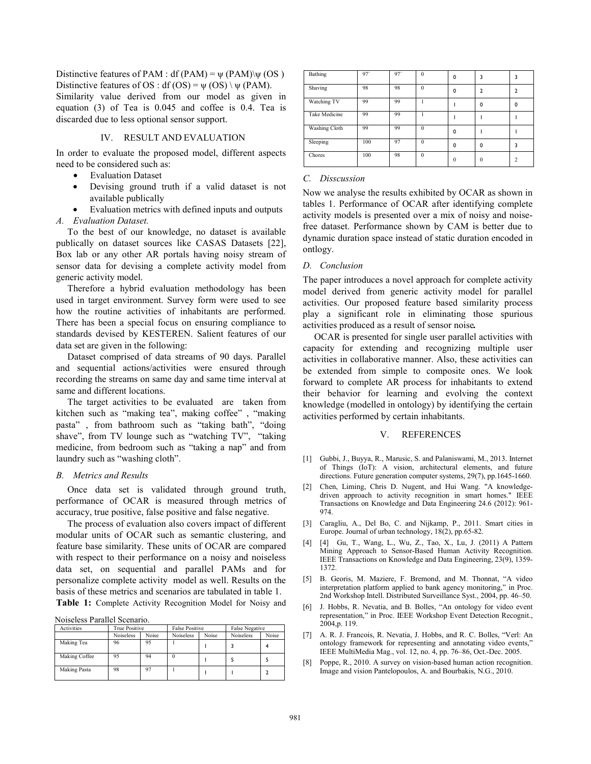Distinctive features of PAM : df (PAM) = $\psi$ (PAM)\$\psi$ (OS )
Distinctive features of OS : df (OS) = $\psi$ (OS) \ $\psi$ (PAM).
Similarity value derived from our model as given in equation (3) of Tea is 0.045 and coffee is 0.4. Tea is discarded due to less optional sensor support.

## IV. RESULT AND EVALUATION

In order to evaluate the proposed model, different aspects need to be considered such as:

- Evaluation Dataset
- Devising ground truth if a valid dataset is not available publically
- Evaluation metrics with defined inputs and outputs

### *A. Evaluation Dataset.*

To the best of our knowledge, no dataset is available publically on dataset sources like CASAS Datasets [22], Box lab or any other AR portals having noisy stream of sensor data for devising a complete activity model from generic activity model.

Therefore a hybrid evaluation methodology has been used in target environment. Survey form were used to see how the routine activities of inhabitants are performed. There has been a special focus on ensuring compliance to standards devised by KESTEREN. Salient features of our data set are given in the following:

Dataset comprised of data streams of 90 days. Parallel and sequential actions/activities were ensured through recording the streams on same day and same time interval at same and different locations.

The target activities to be evaluated are taken from kitchen such as "making tea", making coffee" , "making pasta" , from bathroom such as "taking bath", "doing shave", from TV lounge such as "watching TV", "taking medicine, from bedroom such as "taking a nap" and from laundry such as "washing cloth".

### *B. Metrics and Results*

Once data set is validated through ground truth, performance of OCAR is measured through metrics of accuracy, true positive, false positive and false negative.

The process of evaluation also covers impact of different modular units of OCAR such as semantic clustering, and feature base similarity. These units of OCAR are compared with respect to their performance on a noisy and noiseless data set, on sequential and parallel PAMs and for personalize complete activity model as well. Results on the basis of these metrics and scenarios are tabulated in table 1.

**Table 1:** Complete Activity Recognition Model for Noisy and Noiseless Parallel Scenario.

| Activities | True Positive | | False Positive | | False Negative | |
|---|---|---|---|---|---|---|
| | Noiseless | Noise | Noiseless | Noise | Noiseless | Noise |
| Making Tea | 96 | 95 | 1 | 1 | 3 | 4 |
| Making Coffee | 95 | 94 | 0 | 1 | 5 | 5 |
| Making Pasta | 98 | 97 | 1 | 1 | 1 | 2 |
| Bathing | 97` | 97` | 0 | 0 | 3 | 3 |
| Shaving | 98 | 98 | 0 | 0 | 2 | 2 |
| Watching TV | 99 | 99 | 1 | 1 | 0 | 0 |
| Take Medicine | 99 | 99 | 1 | 1 | 1 | 1 |
| Washing Cloth | 99 | 99 | 0 | 0 | 1 | 1 |
| Sleeping | 100 | 97 | 0 | 0 | 0 | 3 |
| Chores | 100 | 98 | 0 | 0 | 0 | 2 |

### *C. Disscussion*

Now we analyse the results exhibited by OCAR as shown in tables 1. Performance of OCAR after identifying complete activity models is presented over a mix of noisy and noise-free dataset. Performance shown by CAM is better due to dynamic duration space instead of static duration encoded in ontlogy.

### *D. Conclusion*

The paper introduces a novel approach for complete activity model derived from generic activity model for parallel activities. Our proposed feature based similarity process play a significant role in eliminating those spurious activities produced as a result of sensor noise**.**

OCAR is presented for single user parallel activities with capacity for extending and recognizing multiple user activities in collaborative manner. Also, these activities can be extended from simple to composite ones. We look forward to complete AR process for inhabitants to extend their behavior for learning and evolving the context knowledge (modelled in ontology) by identifying the certain activities performed by certain inhabitants.

## V. REFERENCES

[1] Gubbi, J., Buyya, R., Marusic, S. and Palaniswami, M., 2013. Internet of Things (IoT): A vision, architectural elements, and future directions. Future generation computer systems, 29(7), pp.1645-1660.

[2] Chen, Liming, Chris D. Nugent, and Hui Wang. "A knowledge-driven approach to activity recognition in smart homes." IEEE Transactions on Knowledge and Data Engineering 24.6 (2012): 961-974.

[3] Caragliu, A., Del Bo, C. and Nijkamp, P., 2011. Smart cities in Europe. Journal of urban technology, 18(2), pp.65-82.

[4] [4] Gu, T., Wang, L., Wu, Z., Tao, X., Lu, J. (2011) A Pattern Mining Approach to Sensor-Based Human Activity Recognition. IEEE Transactions on Knowledge and Data Engineering, 23(9), 1359-1372.

[5] B. Georis, M. Maziere, F. Bremond, and M. Thonnat, "A video interpretation platform applied to bank agency monitoring," in Proc. 2nd Workshop Intell. Distributed Surveillance Syst., 2004, pp. 46–50.

[6] J. Hobbs, R. Nevatia, and B. Bolles, "An ontology for video event representation," in Proc. IEEE Workshop Event Detection Recognit., 2004,p. 119.

[7] A. R. J. Francois, R. Nevatia, J. Hobbs, and R. C. Bolles, "Verl: An ontology framework for representing and annotating video events," IEEE MultiMedia Mag., vol. 12, no. 4, pp. 76–86, Oct.-Dec. 2005.

[8] Poppe, R., 2010. A survey on vision-based human action recognition. Image and vision Pantelopoulos, A. and Bourbakis, N.G., 2010.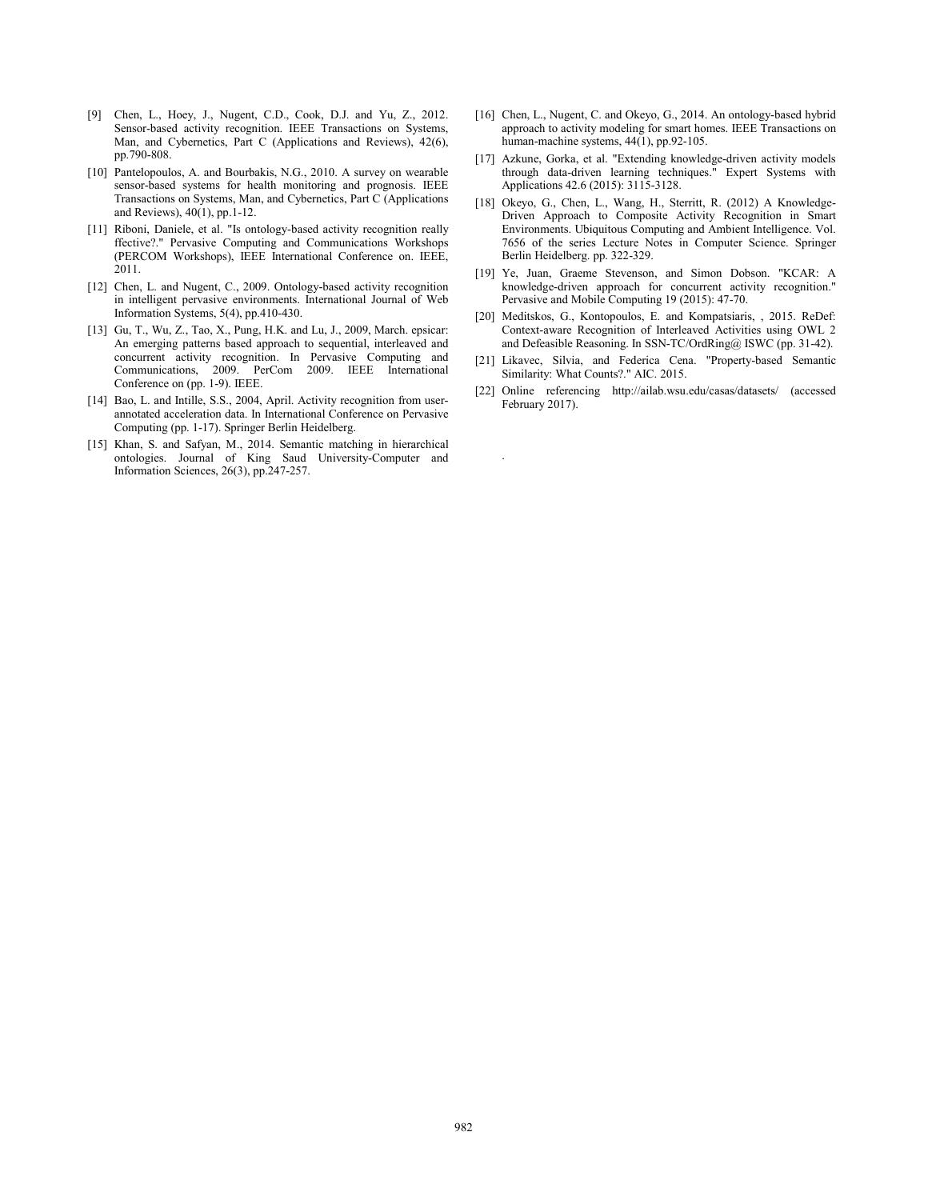[9] Chen, L., Hoey, J., Nugent, C.D., Cook, D.J. and Yu, Z., 2012. Sensor-based activity recognition. IEEE Transactions on Systems, Man, and Cybernetics, Part C (Applications and Reviews), 42(6), pp.790-808.

[10] Pantelopoulos, A. and Bourbakis, N.G., 2010. A survey on wearable sensor-based systems for health monitoring and prognosis. IEEE Transactions on Systems, Man, and Cybernetics, Part C (Applications and Reviews), 40(1), pp.1-12.

[11] Riboni, Daniele, et al. "Is ontology-based activity recognition really ffective?." Pervasive Computing and Communications Workshops (PERCOM Workshops), IEEE International Conference on. IEEE, 2011.

[12] Chen, L. and Nugent, C., 2009. Ontology-based activity recognition in intelligent pervasive environments. International Journal of Web Information Systems, 5(4), pp.410-430.

[13] Gu, T., Wu, Z., Tao, X., Pung, H.K. and Lu, J., 2009, March. epsicar: An emerging patterns based approach to sequential, interleaved and concurrent activity recognition. In Pervasive Computing and Communications, 2009. PerCom 2009. IEEE International Conference on (pp. 1-9). IEEE.

[14] Bao, L. and Intille, S.S., 2004, April. Activity recognition from user-annotated acceleration data. In International Conference on Pervasive Computing (pp. 1-17). Springer Berlin Heidelberg.

[15] Khan, S. and Safyan, M., 2014. Semantic matching in hierarchical ontologies. Journal of King Saud University-Computer and Information Sciences, 26(3), pp.247-257.

[16] Chen, L., Nugent, C. and Okeyo, G., 2014. An ontology-based hybrid approach to activity modeling for smart homes. IEEE Transactions on human-machine systems, 44(1), pp.92-105.

[17] Azkune, Gorka, et al. "Extending knowledge-driven activity models through data-driven learning techniques." Expert Systems with Applications 42.6 (2015): 3115-3128.

[18] Okeyo, G., Chen, L., Wang, H., Sterritt, R. (2012) A Knowledge-Driven Approach to Composite Activity Recognition in Smart Environments. Ubiquitous Computing and Ambient Intelligence. Vol. 7656 of the series Lecture Notes in Computer Science. Springer Berlin Heidelberg. pp. 322-329.

[19] Ye, Juan, Graeme Stevenson, and Simon Dobson. "KCAR: A knowledge-driven approach for concurrent activity recognition." Pervasive and Mobile Computing 19 (2015): 47-70.

[20] Meditskos, G., Kontopoulos, E. and Kompatsiaris, , 2015. ReDef: Context-aware Recognition of Interleaved Activities using OWL 2 and Defeasible Reasoning. In SSN-TC/OrdRing@ ISWC (pp. 31-42).

[21] Likavec, Silvia, and Federica Cena. "Property-based Semantic Similarity: What Counts?." AIC. 2015.

[22] Online referencing http://ailab.wsu.edu/casas/datasets/ (accessed February 2017).